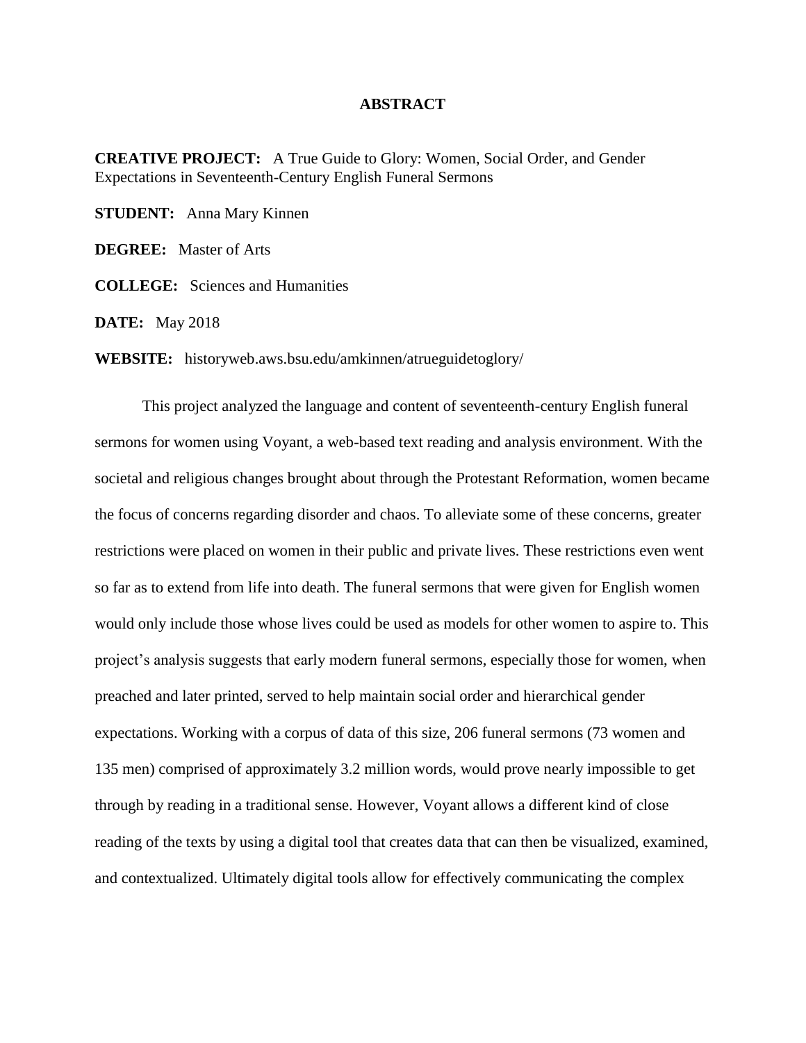# ABSTRACT

**CREATIVE PROJECT:** A True Guide to Glory: Women, Social Order, and Gender Expectations in Seventeenth-Century English Funeral Sermons

**STUDENT:** Anna Mary Kinnen

**DEGREE:** Master of Arts

**COLLEGE:** Sciences and Humanities

**DATE:** May 2018

**WEBSITE:** historyweb.aws.bsu.edu/amkinnen/atrueguidetoglory/

This project analyzed the language and content of seventeenth-century English funeral sermons for women using Voyant, a web-based text reading and analysis environment. With the societal and religious changes brought about through the Protestant Reformation, women became the focus of concerns regarding disorder and chaos. To alleviate some of these concerns, greater restrictions were placed on women in their public and private lives. These restrictions even went so far as to extend from life into death. The funeral sermons that were given for English women would only include those whose lives could be used as models for other women to aspire to. This project's analysis suggests that early modern funeral sermons, especially those for women, when preached and later printed, served to help maintain social order and hierarchical gender expectations. Working with a corpus of data of this size, 206 funeral sermons (73 women and 135 men) comprised of approximately 3.2 million words, would prove nearly impossible to get through by reading in a traditional sense. However, Voyant allows a different kind of close reading of the texts by using a digital tool that creates data that can then be visualized, examined, and contextualized. Ultimately digital tools allow for effectively communicating the complex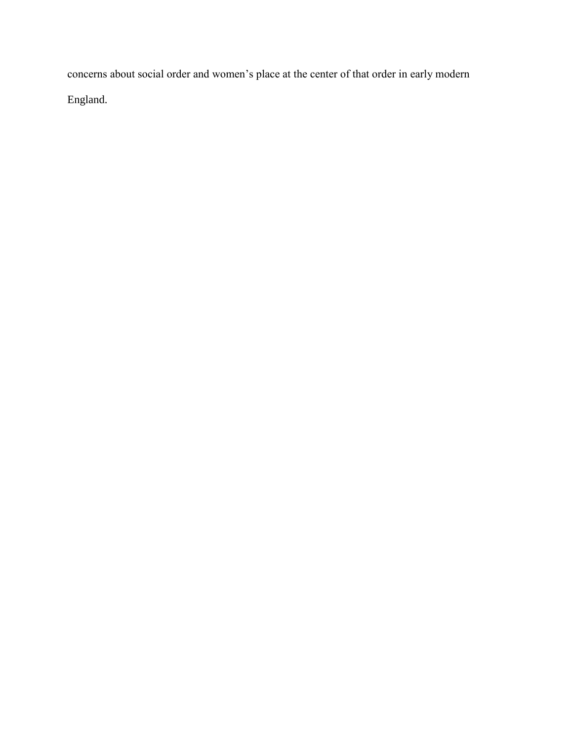concerns about social order and women's place at the center of that order in early modern England.